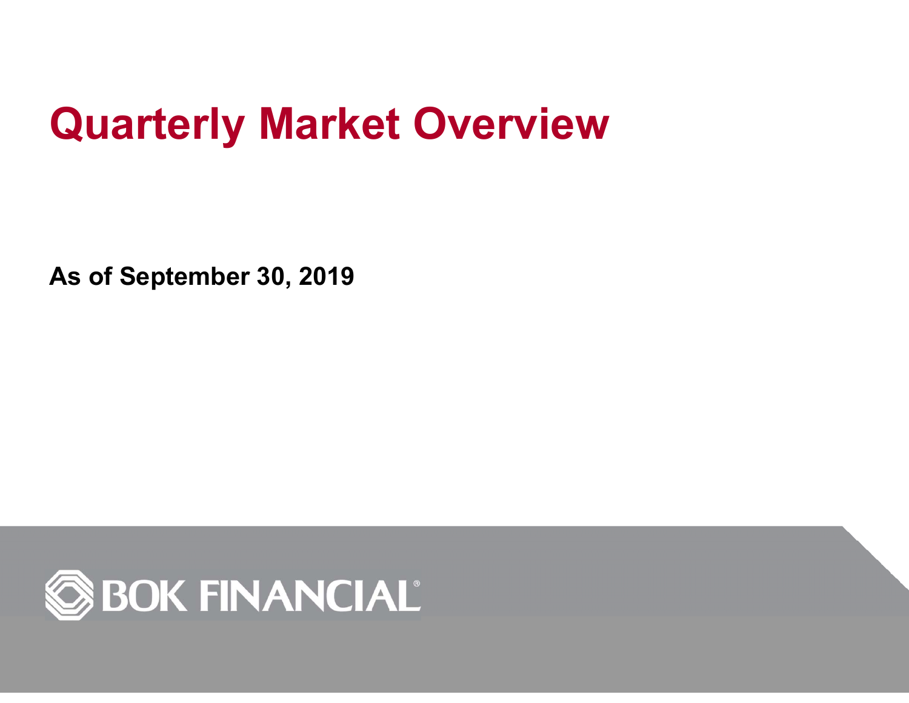# Quarterly Market Overview

**As of September 30, 2019**

BOK FINANCIAL®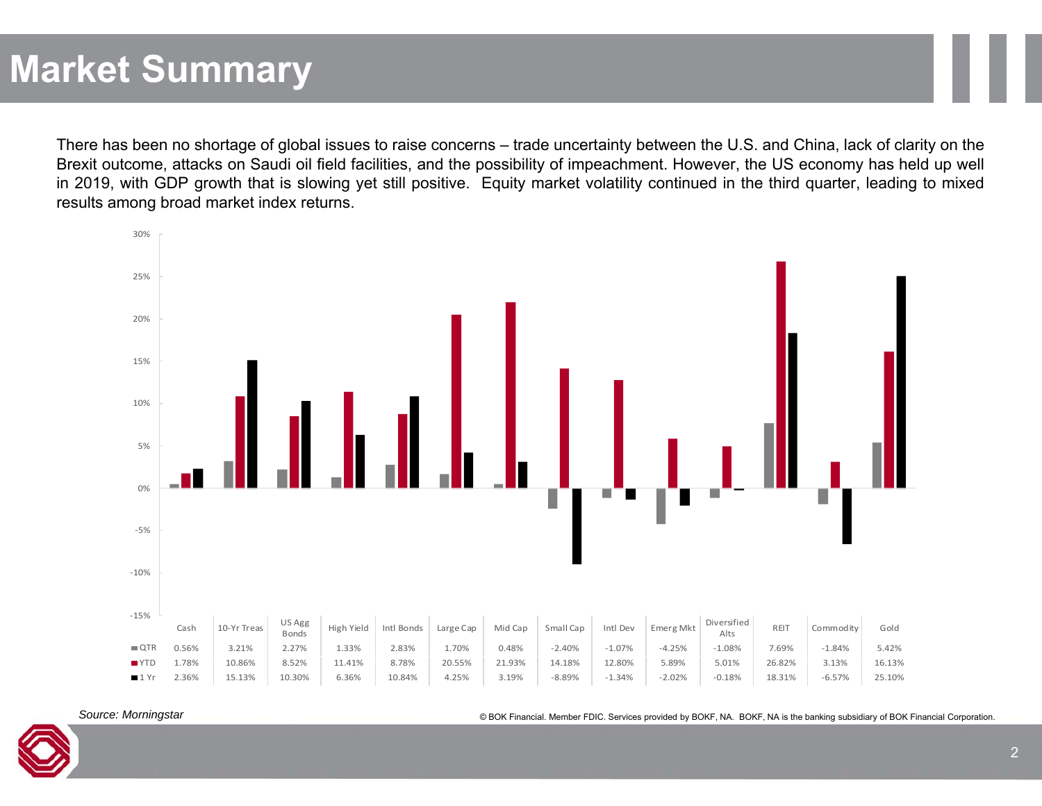# Market Summary

There has been no shortage of global issues to raise concerns – trade uncertainty between the U.S. and China, lack of clarity on the Brexit outcome, attacks on Saudi oil field facilities, and the possibility of impeachment. However, the US economy has held up well in 2019, with GDP growth that is slowing yet still positive. Equity market volatility continued in the third quarter, leading to mixed results among broad market index returns.

| | Cash | 10-Yr Treas | US Agg Bonds | High Yield | Intl Bonds | Large Cap | Mid Cap | Small Cap | Intl Dev | Emerg Mkt | Diversified Alts | REIT | Commodity | Gold |
|---|---|---|---|---|---|---|---|---|---|---|---|---|---|---|
| QTR | 0.56% | 3.21% | 2.27% | 1.33% | 2.83% | 1.70% | 0.48% | -2.40% | -1.07% | -4.25% | -1.08% | 7.69% | -1.84% | 5.42% |
| YTD | 1.78% | 10.86% | 8.52% | 11.41% | 8.78% | 20.55% | 21.93% | 14.18% | 12.80% | 5.89% | 5.01% | 26.82% | 3.13% | 16.13% |
| 1 Yr | 2.36% | 15.13% | 10.30% | 6.36% | 10.84% | 4.25% | 3.19% | -8.89% | -1.34% | -2.02% | -0.18% | 18.31% | -6.57% | 25.10% |

*Source: Morningstar*

© BOK Financial. Member FDIC. Services provided by BOKF, NA. BOKF, NA is the banking subsidiary of BOK Financial Corporation.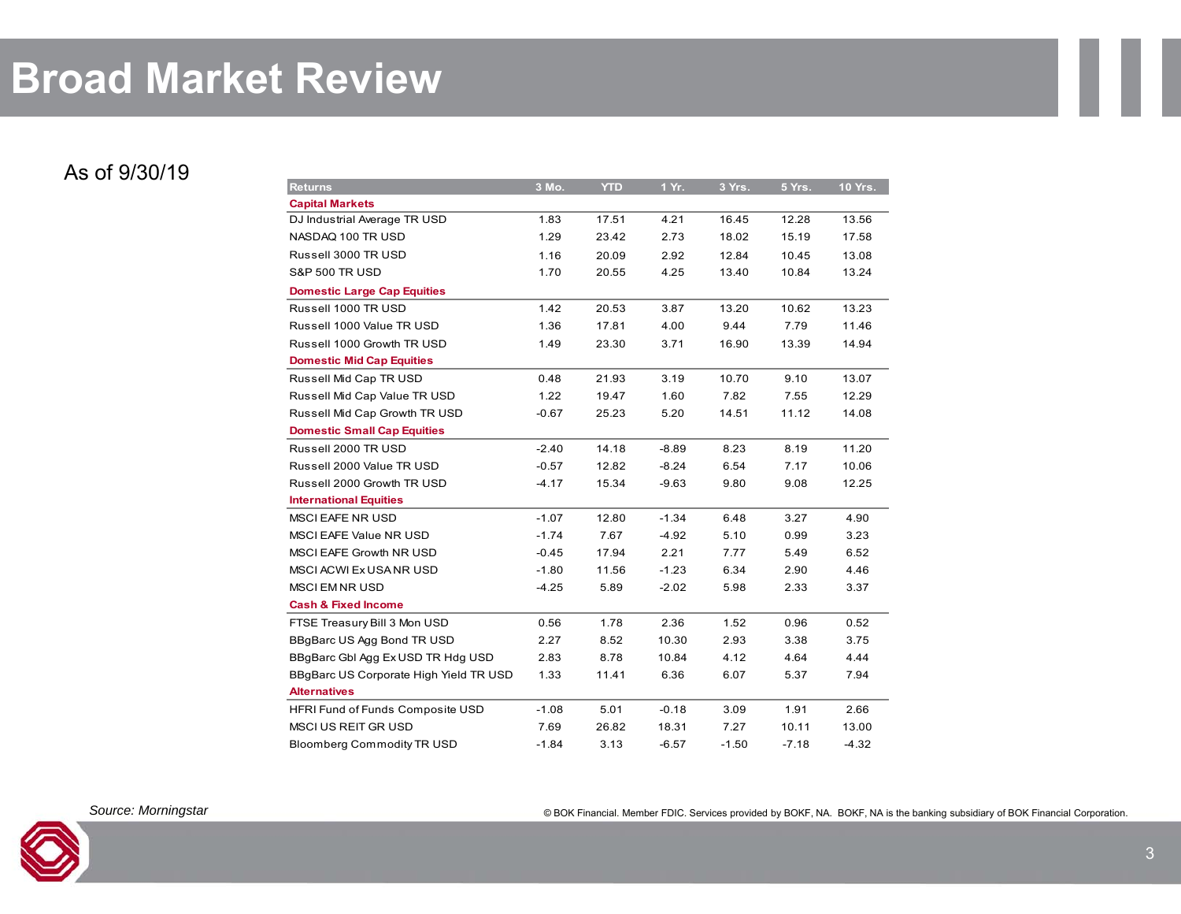# Broad Market Review

As of 9/30/19

| Returns | 3 Mo. | YTD | 1 Yr. | 3 Yrs. | 5 Yrs. | 10 Yrs. |
|---|---|---|---|---|---|---|
| **Capital Markets** | | | | | | |
| DJ Industrial Average TR USD | 1.83 | 17.51 | 4.21 | 16.45 | 12.28 | 13.56 |
| NASDAQ 100 TR USD | 1.29 | 23.42 | 2.73 | 18.02 | 15.19 | 17.58 |
| Russell 3000 TR USD | 1.16 | 20.09 | 2.92 | 12.84 | 10.45 | 13.08 |
| S&P 500 TR USD | 1.70 | 20.55 | 4.25 | 13.40 | 10.84 | 13.24 |
| **Domestic Large Cap Equities** | | | | | | |
| Russell 1000 TR USD | 1.42 | 20.53 | 3.87 | 13.20 | 10.62 | 13.23 |
| Russell 1000 Value TR USD | 1.36 | 17.81 | 4.00 | 9.44 | 7.79 | 11.46 |
| Russell 1000 Growth TR USD | 1.49 | 23.30 | 3.71 | 16.90 | 13.39 | 14.94 |
| **Domestic Mid Cap Equities** | | | | | | |
| Russell Mid Cap TR USD | 0.48 | 21.93 | 3.19 | 10.70 | 9.10 | 13.07 |
| Russell Mid Cap Value TR USD | 1.22 | 19.47 | 1.60 | 7.82 | 7.55 | 12.29 |
| Russell Mid Cap Growth TR USD | -0.67 | 25.23 | 5.20 | 14.51 | 11.12 | 14.08 |
| **Domestic Small Cap Equities** | | | | | | |
| Russell 2000 TR USD | -2.40 | 14.18 | -8.89 | 8.23 | 8.19 | 11.20 |
| Russell 2000 Value TR USD | -0.57 | 12.82 | -8.24 | 6.54 | 7.17 | 10.06 |
| Russell 2000 Growth TR USD | -4.17 | 15.34 | -9.63 | 9.80 | 9.08 | 12.25 |
| **International Equities** | | | | | | |
| MSCI EAFE NR USD | -1.07 | 12.80 | -1.34 | 6.48 | 3.27 | 4.90 |
| MSCI EAFE Value NR USD | -1.74 | 7.67 | -4.92 | 5.10 | 0.99 | 3.23 |
| MSCI EAFE Growth NR USD | -0.45 | 17.94 | 2.21 | 7.77 | 5.49 | 6.52 |
| MSCI ACWI Ex USA NR USD | -1.80 | 11.56 | -1.23 | 6.34 | 2.90 | 4.46 |
| MSCI EM NR USD | -4.25 | 5.89 | -2.02 | 5.98 | 2.33 | 3.37 |
| **Cash & Fixed Income** | | | | | | |
| FTSE Treasury Bill 3 Mon USD | 0.56 | 1.78 | 2.36 | 1.52 | 0.96 | 0.52 |
| BBgBarc US Agg Bond TR USD | 2.27 | 8.52 | 10.30 | 2.93 | 3.38 | 3.75 |
| BBgBarc Gbl Agg Ex USD TR Hdg USD | 2.83 | 8.78 | 10.84 | 4.12 | 4.64 | 4.44 |
| BBgBarc US Corporate High Yield TR USD | 1.33 | 11.41 | 6.36 | 6.07 | 5.37 | 7.94 |
| **Alternatives** | | | | | | |
| HFRI Fund of Funds Composite USD | -1.08 | 5.01 | -0.18 | 3.09 | 1.91 | 2.66 |
| MSCI US REIT GR USD | 7.69 | 26.82 | 18.31 | 7.27 | 10.11 | 13.00 |
| Bloomberg Commodity TR USD | -1.84 | 3.13 | -6.57 | -1.50 | -7.18 | -4.32 |

*Source: Morningstar*

© BOK Financial. Member FDIC. Services provided by BOKF, NA. BOKF, NA is the banking subsidiary of BOK Financial Corporation.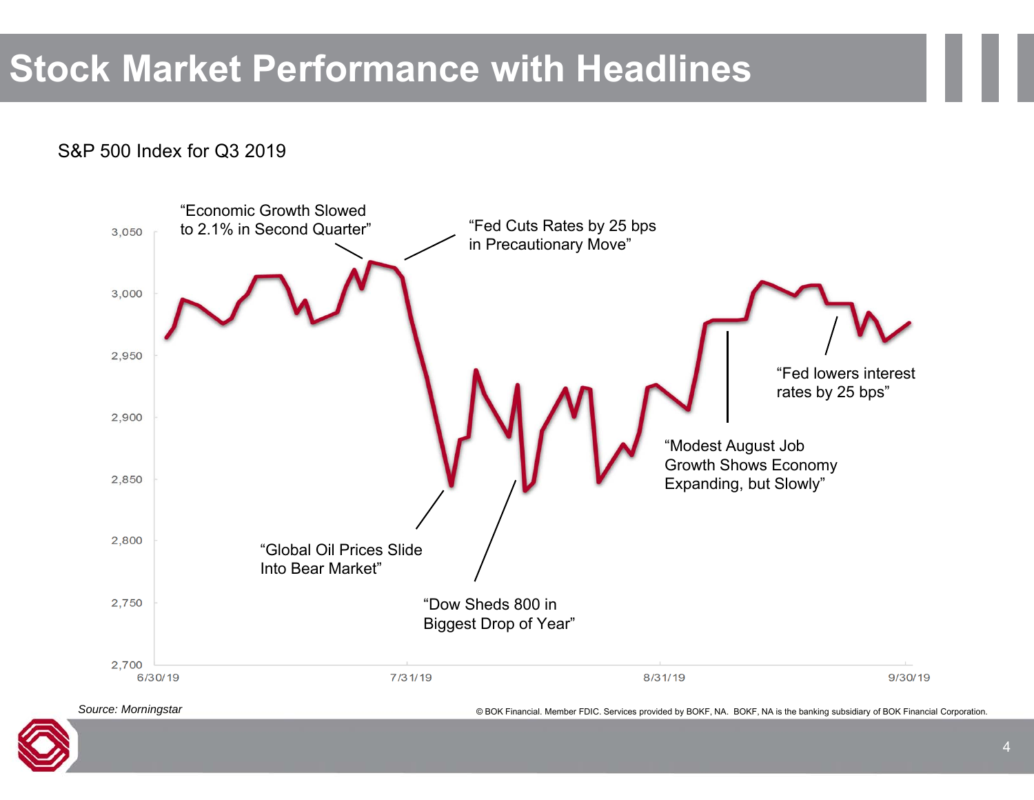# Stock Market Performance with Headlines

S&P 500 Index for Q3 2019

"Economic Growth Slowed to 2.1% in Second Quarter"

"Fed Cuts Rates by 25 bps in Precautionary Move"

"Global Oil Prices Slide Into Bear Market"

"Dow Sheds 800 in Biggest Drop of Year"

"Modest August Job Growth Shows Economy Expanding, but Slowly"

"Fed lowers interest rates by 25 bps"

3,050
3,000
2,950
2,900
2,850
2,800
2,750
2,700

6/30/19 7/31/19 8/31/19 9/30/19

*Source: Morningstar*

© BOK Financial. Member FDIC. Services provided by BOKF, NA. BOKF, NA is the banking subsidiary of BOK Financial Corporation.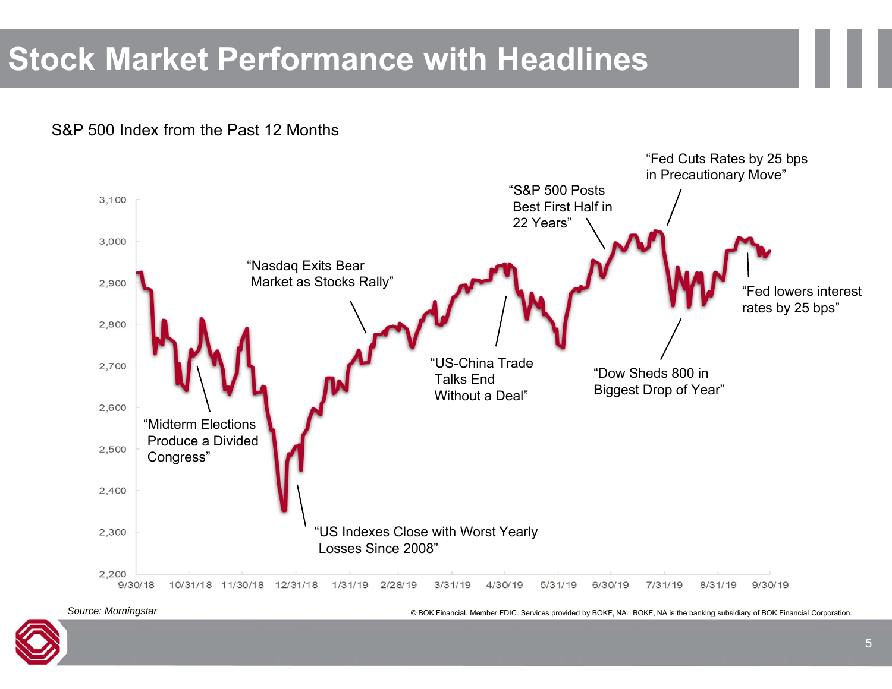# Stock Market Performance with Headlines

S&P 500 Index from the Past 12 Months

"Midterm Elections Produce a Divided Congress"

"US Indexes Close with Worst Yearly Losses Since 2008"

"Nasdaq Exits Bear Market as Stocks Rally"

"US-China Trade Talks End Without a Deal"

"S&P 500 Posts Best First Half in 22 Years"

"Fed Cuts Rates by 25 bps in Precautionary Move"

"Dow Sheds 800 in Biggest Drop of Year"

"Fed lowers interest rates by 25 bps"

*Source: Morningstar*

© BOK Financial. Member FDIC. Services provided by BOKF, NA. BOKF, NA is the banking subsidiary of BOK Financial Corporation.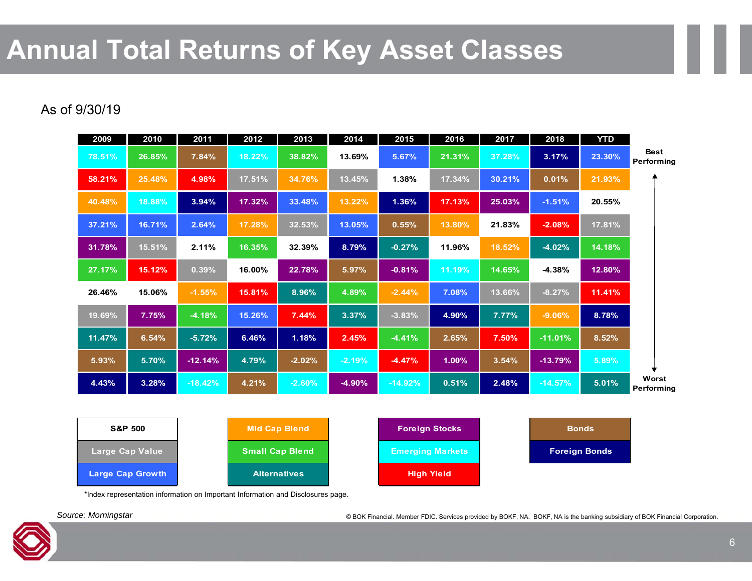# Annual Total Returns of Key Asset Classes

As of 9/30/19

| 2009 | 2010 | 2011 | 2012 | 2013 | 2014 | 2015 | 2016 | 2017 | 2018 | YTD |
|---|---|---|---|---|---|---|---|---|---|---|
| 78.51% | 26.85% | 7.84% | 18.22% | 38.82% | 13.69% | 5.67% | 21.31% | 37.28% | 3.17% | 23.30% |
| 58.21% | 25.48% | 4.98% | 17.51% | 34.76% | 13.45% | 1.38% | 17.34% | 30.21% | 0.01% | 21.93% |
| 40.48% | 18.88% | 3.94% | 17.32% | 33.48% | 13.22% | 1.36% | 17.13% | 25.03% | -1.51% | 20.55% |
| 37.21% | 16.71% | 2.64% | 17.28% | 32.53% | 13.05% | 0.55% | 13.80% | 21.83% | -2.08% | 17.81% |
| 31.78% | 15.51% | 2.11% | 16.35% | 32.39% | 8.79% | -0.27% | 11.96% | 18.52% | -4.02% | 14.18% |
| 27.17% | 15.12% | 0.39% | 16.00% | 22.78% | 5.97% | -0.81% | 11.19% | 14.65% | -4.38% | 12.80% |
| 26.46% | 15.06% | -1.55% | 15.81% | 8.96% | 4.89% | -2.44% | 7.08% | 13.66% | -8.27% | 11.41% |
| 19.69% | 7.75% | -4.18% | 15.26% | 7.44% | 3.37% | -3.83% | 4.90% | 7.77% | -9.06% | 8.78% |
| 11.47% | 6.54% | -5.72% | 6.46% | 1.18% | 2.45% | -4.41% | 2.65% | 7.50% | -11.01% | 8.52% |
| 5.93% | 5.70% | -12.14% | 4.79% | -2.02% | -2.19% | -4.47% | 1.00% | 3.54% | -13.79% | 5.89% |
| 4.43% | 3.28% | -18.42% | 4.21% | -2.60% | -4.90% | -14.92% | 0.51% | 2.48% | -14.57% | 5.01% |

Best Performing ↕ Worst Performing

S&P 500 | Large Cap Value | Large Cap Growth | Mid Cap Blend | Small Cap Blend | Alternatives | Foreign Stocks | Emerging Markets | High Yield | Bonds | Foreign Bonds

*Index representation information on Important Information and Disclosures page.

*Source: Morningstar*

© BOK Financial. Member FDIC. Services provided by BOKF, NA. BOKF, NA is the banking subsidiary of BOK Financial Corporation.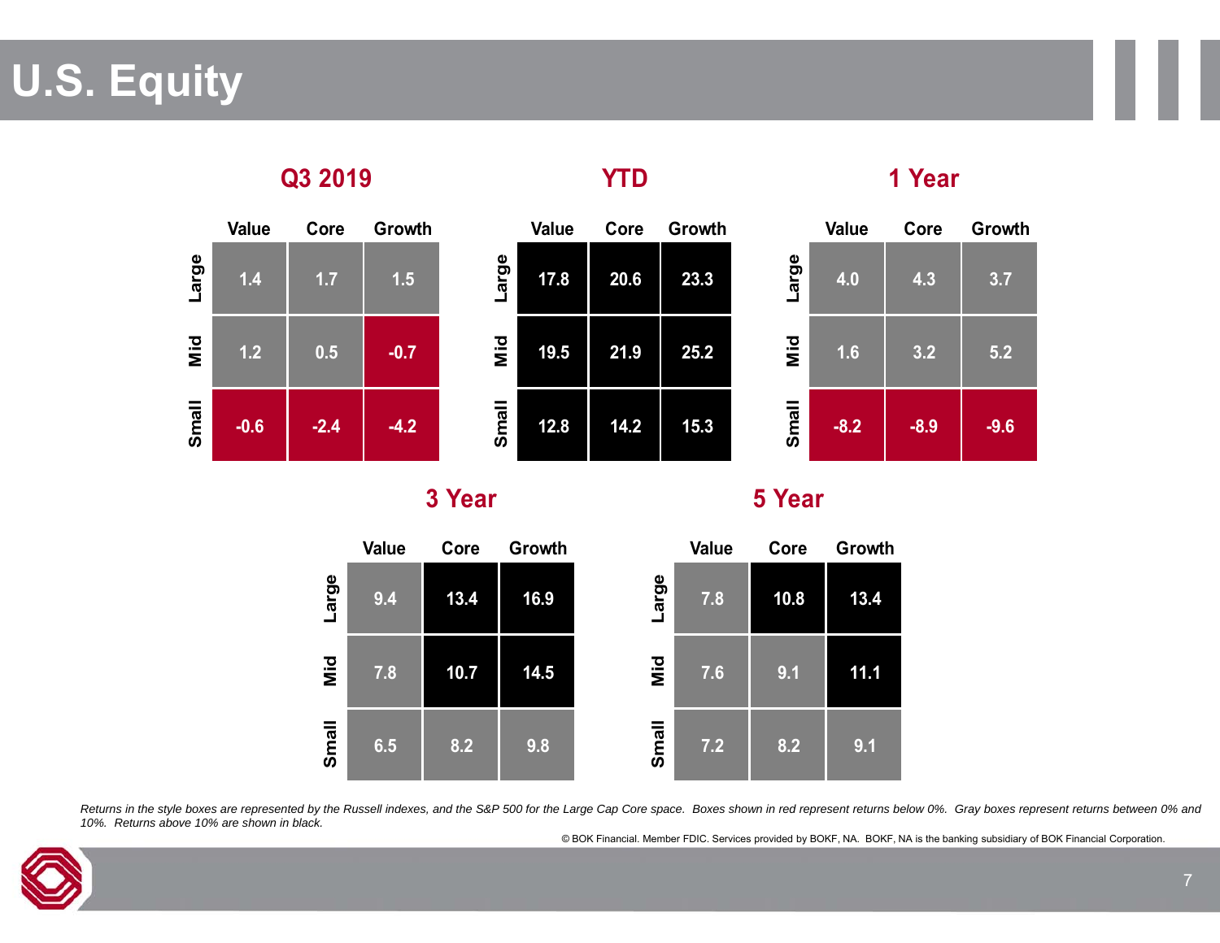# U.S. Equity

## Q3 2019

| | Value | Core | Growth |
|---|---|---|---|
| Large | 1.4 | 1.7 | 1.5 |
| Mid | 1.2 | 0.5 | -0.7 |
| Small | -0.6 | -2.4 | -4.2 |

## YTD

| | Value | Core | Growth |
|---|---|---|---|
| Large | 17.8 | 20.6 | 23.3 |
| Mid | 19.5 | 21.9 | 25.2 |
| Small | 12.8 | 14.2 | 15.3 |

## 1 Year

| | Value | Core | Growth |
|---|---|---|---|
| Large | 4.0 | 4.3 | 3.7 |
| Mid | 1.6 | 3.2 | 5.2 |
| Small | -8.2 | -8.9 | -9.6 |

## 3 Year

| | Value | Core | Growth |
|---|---|---|---|
| Large | 9.4 | 13.4 | 16.9 |
| Mid | 7.8 | 10.7 | 14.5 |
| Small | 6.5 | 8.2 | 9.8 |

## 5 Year

| | Value | Core | Growth |
|---|---|---|---|
| Large | 7.8 | 10.8 | 13.4 |
| Mid | 7.6 | 9.1 | 11.1 |
| Small | 7.2 | 8.2 | 9.1 |

*Returns in the style boxes are represented by the Russell indexes, and the S&P 500 for the Large Cap Core space. Boxes shown in red represent returns below 0%. Gray boxes represent returns between 0% and 10%. Returns above 10% are shown in black.*

© BOK Financial. Member FDIC. Services provided by BOKF, NA. BOKF, NA is the banking subsidiary of BOK Financial Corporation.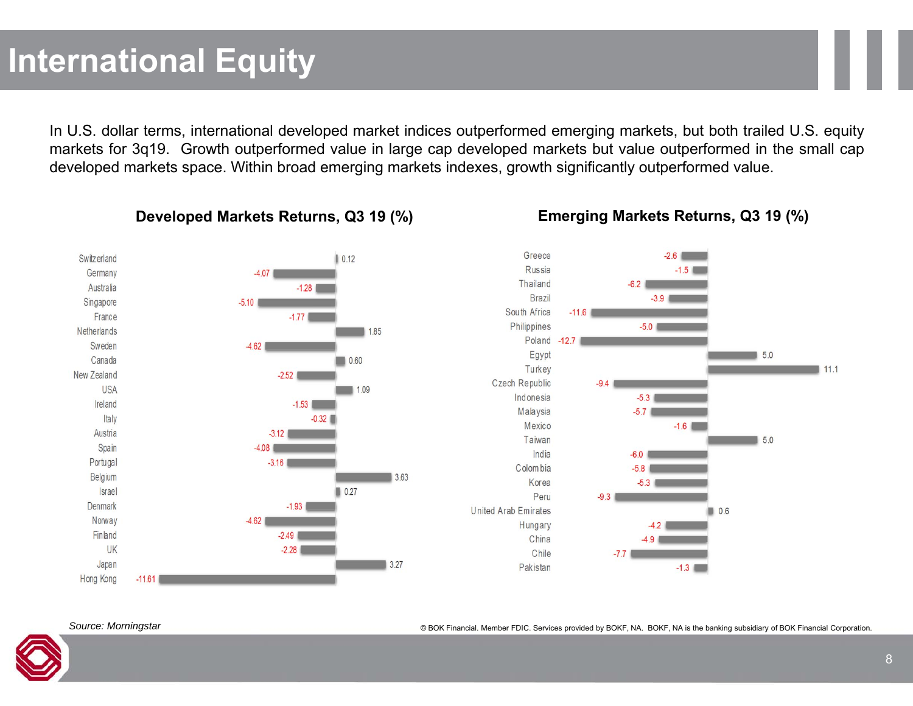# International Equity

In U.S. dollar terms, international developed market indices outperformed emerging markets, but both trailed U.S. equity markets for 3q19. Growth outperformed value in large cap developed markets but value outperformed in the small cap developed markets space. Within broad emerging markets indexes, growth significantly outperformed value.

### Developed Markets Returns, Q3 19 (%)

| Country | Return (%) |
|---|---|
| Switzerland | 0.12 |
| Germany | -4.07 |
| Australia | -1.28 |
| Singapore | -5.10 |
| France | -1.77 |
| Netherlands | 1.85 |
| Sweden | -4.62 |
| Canada | 0.60 |
| New Zealand | -2.52 |
| USA | 1.09 |
| Ireland | -1.53 |
| Italy | -0.32 |
| Austria | -3.12 |
| Spain | -4.08 |
| Portugal | -3.16 |
| Belgium | 3.63 |
| Israel | 0.27 |
| Denmark | -1.93 |
| Norway | -4.62 |
| Finland | -2.49 |
| UK | -2.28 |
| Japan | 3.27 |
| Hong Kong | -11.61 |

### Emerging Markets Returns, Q3 19 (%)

| Country | Return (%) |
|---|---|
| Greece | -2.6 |
| Russia | -1.5 |
| Thailand | -6.2 |
| Brazil | -3.9 |
| South Africa | -11.6 |
| Philippines | -5.0 |
| Poland | -12.7 |
| Egypt | 5.0 |
| Turkey | 11.1 |
| Czech Republic | -9.4 |
| Indonesia | -5.3 |
| Malaysia | -5.7 |
| Mexico | -1.6 |
| Taiwan | 5.0 |
| India | -6.0 |
| Colombia | -5.8 |
| Korea | -5.3 |
| Peru | -9.3 |
| United Arab Emirates | 0.6 |
| Hungary | -4.2 |
| China | -4.9 |
| Chile | -7.7 |
| Pakistan | -1.3 |

*Source: Morningstar*

© BOK Financial. Member FDIC. Services provided by BOKF, NA. BOKF, NA is the banking subsidiary of BOK Financial Corporation.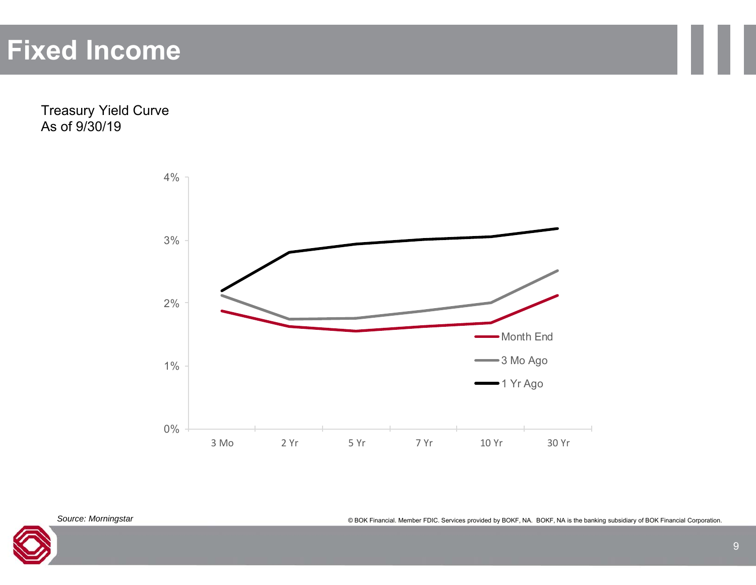# Fixed Income

Treasury Yield Curve
As of 9/30/19

*Source: Morningstar*

© BOK Financial. Member FDIC. Services provided by BOKF, NA. BOKF, NA is the banking subsidiary of BOK Financial Corporation.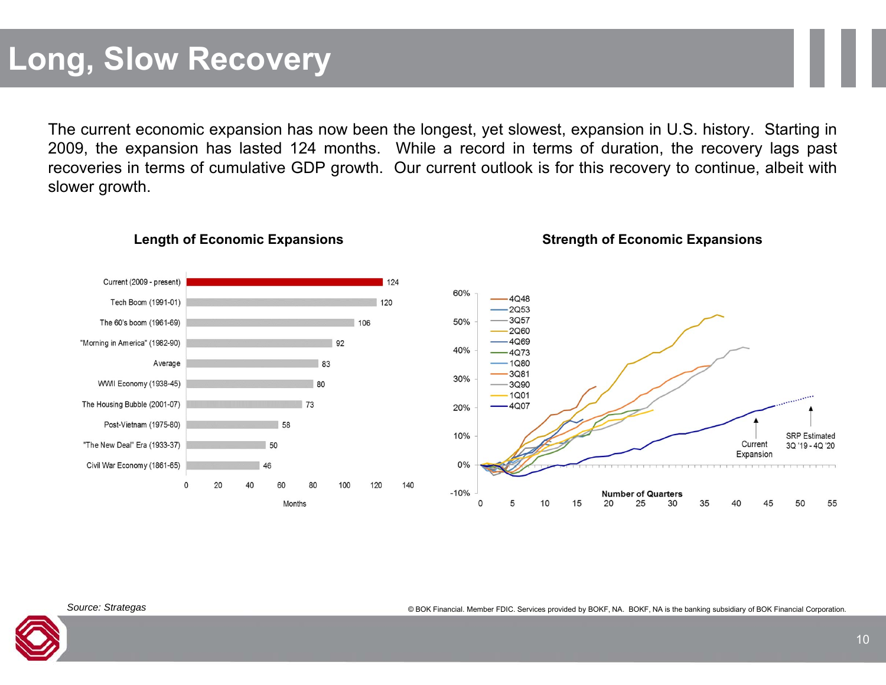# Long, Slow Recovery

The current economic expansion has now been the longest, yet slowest, expansion in U.S. history. Starting in 2009, the expansion has lasted 124 months. While a record in terms of duration, the recovery lags past recoveries in terms of cumulative GDP growth. Our current outlook is for this recovery to continue, albeit with slower growth.

### Length of Economic Expansions

| Expansion | Months |
| --- | --- |
| Current (2009 - present) | 124 |
| Tech Boom (1991-01) | 120 |
| The 60's boom (1961-69) | 106 |
| "Morning in America" (1982-90) | 92 |
| Average | 83 |
| WWII Economy (1938-45) | 80 |
| The Housing Bubble (2001-07) | 73 |
| Post-Vietnam (1975-80) | 58 |
| "The New Deal" Era (1933-37) | 50 |
| Civil War Economy (1861-65) | 46 |

### Strength of Economic Expansions

Legend: 4Q48, 2Q53, 3Q57, 2Q60, 4Q69, 4Q73, 1Q80, 3Q81, 3Q90, 1Q01, 4Q07

Number of Quarters

Current Expansion

SRP Estimated 3Q '19 - 4Q '20

*Source: Strategas*

© BOK Financial. Member FDIC. Services provided by BOKF, NA. BOKF, NA is the banking subsidiary of BOK Financial Corporation.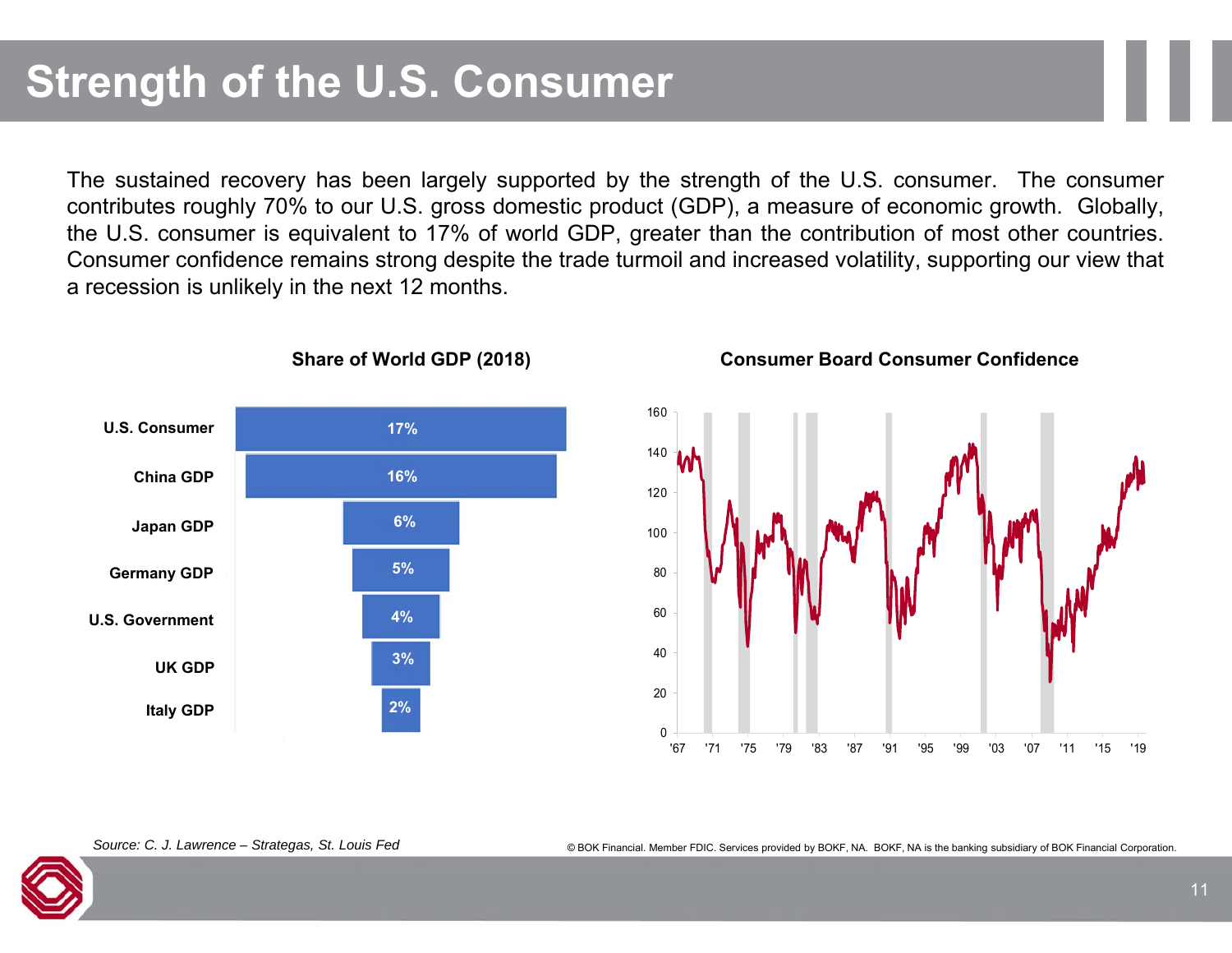# Strength of the U.S. Consumer

The sustained recovery has been largely supported by the strength of the U.S. consumer. The consumer contributes roughly 70% to our U.S. gross domestic product (GDP), a measure of economic growth. Globally, the U.S. consumer is equivalent to 17% of world GDP, greater than the contribution of most other countries. Consumer confidence remains strong despite the trade turmoil and increased volatility, supporting our view that a recession is unlikely in the next 12 months.

**Share of World GDP (2018)**

| | Share |
|---|---|
| U.S. Consumer | 17% |
| China GDP | 16% |
| Japan GDP | 6% |
| Germany GDP | 5% |
| U.S. Government | 4% |
| UK GDP | 3% |
| Italy GDP | 2% |

**Consumer Board Consumer Confidence**

*Source: C. J. Lawrence – Strategas, St. Louis Fed*

© BOK Financial. Member FDIC. Services provided by BOKF, NA. BOKF, NA is the banking subsidiary of BOK Financial Corporation.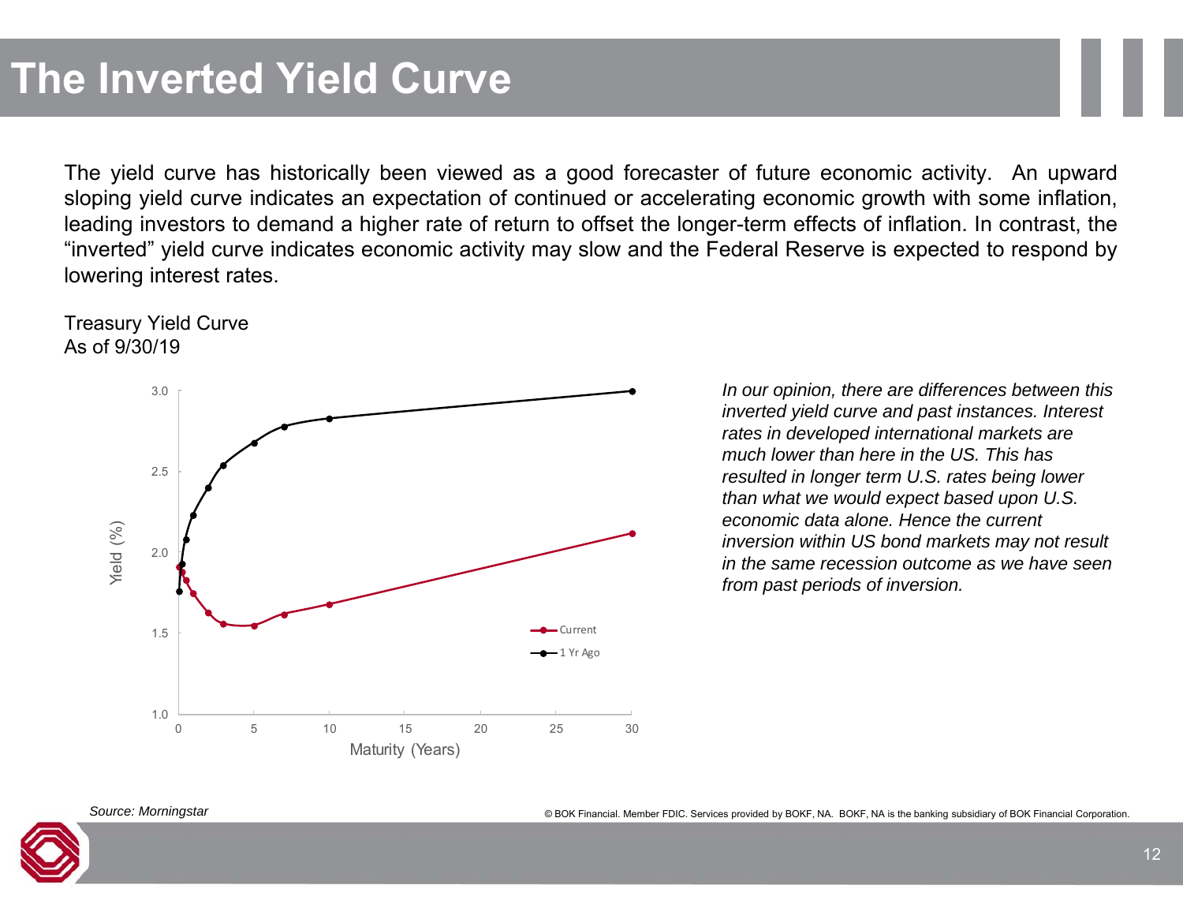# The Inverted Yield Curve

The yield curve has historically been viewed as a good forecaster of future economic activity. An upward sloping yield curve indicates an expectation of continued or accelerating economic growth with some inflation, leading investors to demand a higher rate of return to offset the longer-term effects of inflation. In contrast, the "inverted" yield curve indicates economic activity may slow and the Federal Reserve is expected to respond by lowering interest rates.

Treasury Yield Curve
As of 9/30/19

*In our opinion, there are differences between this inverted yield curve and past instances. Interest rates in developed international markets are much lower than here in the US. This has resulted in longer term U.S. rates being lower than what we would expect based upon U.S. economic data alone. Hence the current inversion within US bond markets may not result in the same recession outcome as we have seen from past periods of inversion.*

*Source: Morningstar*

© BOK Financial. Member FDIC. Services provided by BOKF, NA. BOKF, NA is the banking subsidiary of BOK Financial Corporation.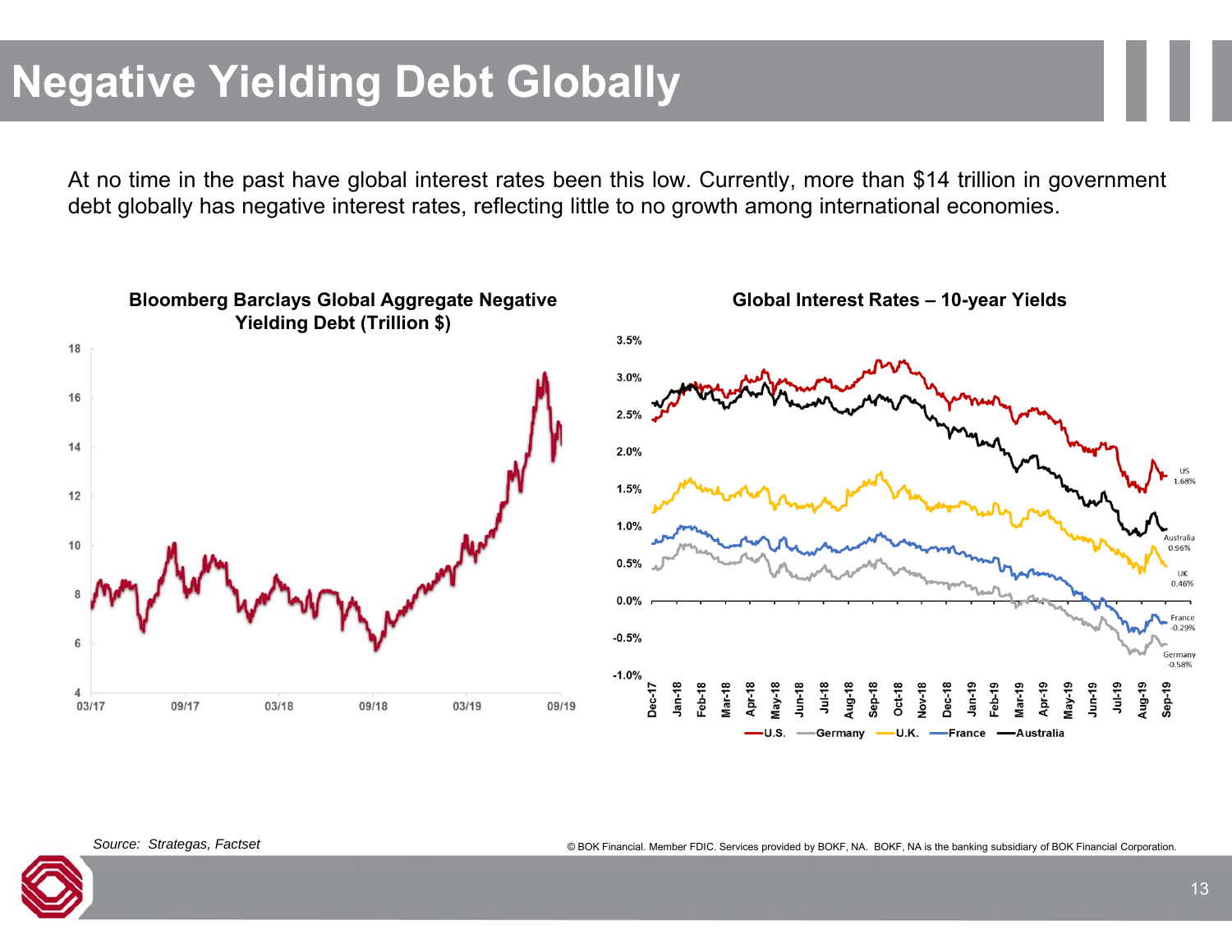# Negative Yielding Debt Globally

At no time in the past have global interest rates been this low. Currently, more than $14 trillion in government debt globally has negative interest rates, reflecting little to no growth among international economies.

**Bloomberg Barclays Global Aggregate Negative Yielding Debt (Trillion $)**

**Global Interest Rates – 10-year Yields**

*Source: Strategas, Factset*

© BOK Financial. Member FDIC. Services provided by BOKF, NA. BOKF, NA is the banking subsidiary of BOK Financial Corporation.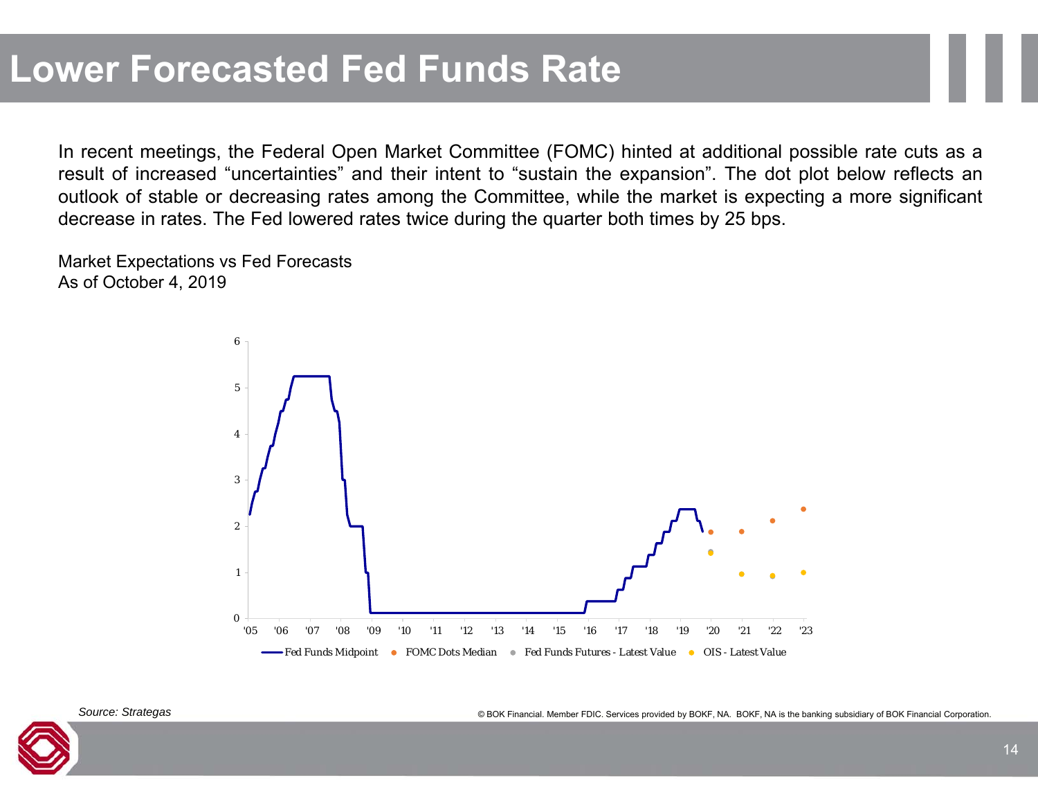# Lower Forecasted Fed Funds Rate

In recent meetings, the Federal Open Market Committee (FOMC) hinted at additional possible rate cuts as a result of increased "uncertainties" and their intent to "sustain the expansion". The dot plot below reflects an outlook of stable or decreasing rates among the Committee, while the market is expecting a more significant decrease in rates. The Fed lowered rates twice during the quarter both times by 25 bps.

Market Expectations vs Fed Forecasts
As of October 4, 2019

*Source: Strategas*

© BOK Financial. Member FDIC. Services provided by BOKF, NA. BOKF, NA is the banking subsidiary of BOK Financial Corporation.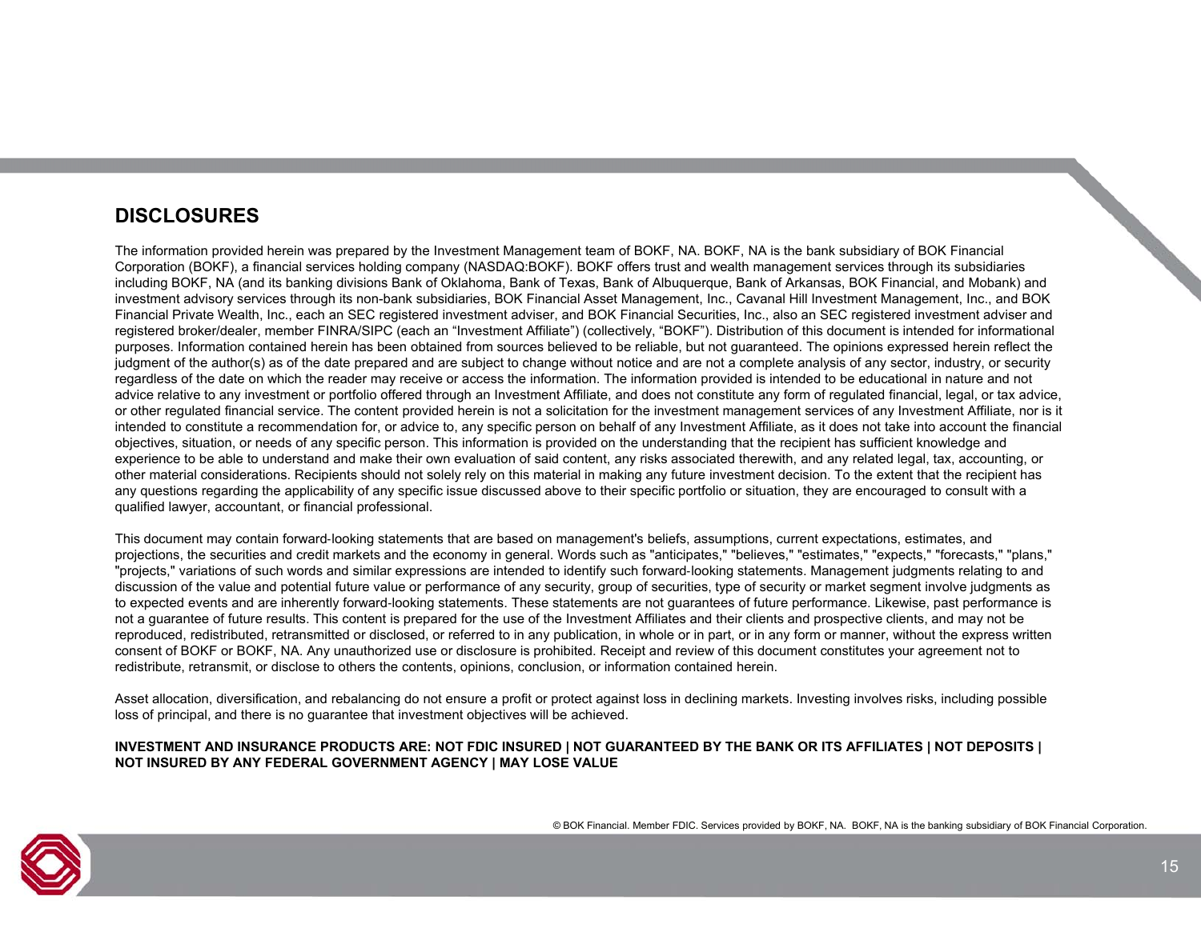## DISCLOSURES

The information provided herein was prepared by the Investment Management team of BOKF, NA. BOKF, NA is the bank subsidiary of BOK Financial Corporation (BOKF), a financial services holding company (NASDAQ:BOKF). BOKF offers trust and wealth management services through its subsidiaries including BOKF, NA (and its banking divisions Bank of Oklahoma, Bank of Texas, Bank of Albuquerque, Bank of Arkansas, BOK Financial, and Mobank) and investment advisory services through its non-bank subsidiaries, BOK Financial Asset Management, Inc., Cavanal Hill Investment Management, Inc., and BOK Financial Private Wealth, Inc., each an SEC registered investment adviser, and BOK Financial Securities, Inc., also an SEC registered investment adviser and registered broker/dealer, member FINRA/SIPC (each an "Investment Affiliate") (collectively, "BOKF"). Distribution of this document is intended for informational purposes. Information contained herein has been obtained from sources believed to be reliable, but not guaranteed. The opinions expressed herein reflect the judgment of the author(s) as of the date prepared and are subject to change without notice and are not a complete analysis of any sector, industry, or security regardless of the date on which the reader may receive or access the information. The information provided is intended to be educational in nature and not advice relative to any investment or portfolio offered through an Investment Affiliate, and does not constitute any form of regulated financial, legal, or tax advice, or other regulated financial service. The content provided herein is not a solicitation for the investment management services of any Investment Affiliate, nor is it intended to constitute a recommendation for, or advice to, any specific person on behalf of any Investment Affiliate, as it does not take into account the financial objectives, situation, or needs of any specific person. This information is provided on the understanding that the recipient has sufficient knowledge and experience to be able to understand and make their own evaluation of said content, any risks associated therewith, and any related legal, tax, accounting, or other material considerations. Recipients should not solely rely on this material in making any future investment decision. To the extent that the recipient has any questions regarding the applicability of any specific issue discussed above to their specific portfolio or situation, they are encouraged to consult with a qualified lawyer, accountant, or financial professional.

This document may contain forward-looking statements that are based on management's beliefs, assumptions, current expectations, estimates, and projections, the securities and credit markets and the economy in general. Words such as "anticipates," "believes," "estimates," "expects," "forecasts," "plans," "projects," variations of such words and similar expressions are intended to identify such forward-looking statements. Management judgments relating to and discussion of the value and potential future value or performance of any security, group of securities, type of security or market segment involve judgments as to expected events and are inherently forward-looking statements. These statements are not guarantees of future performance. Likewise, past performance is not a guarantee of future results. This content is prepared for the use of the Investment Affiliates and their clients and prospective clients, and may not be reproduced, redistributed, retransmitted or disclosed, or referred to in any publication, in whole or in part, or in any form or manner, without the express written consent of BOKF or BOKF, NA. Any unauthorized use or disclosure is prohibited. Receipt and review of this document constitutes your agreement not to redistribute, retransmit, or disclose to others the contents, opinions, conclusion, or information contained herein.

Asset allocation, diversification, and rebalancing do not ensure a profit or protect against loss in declining markets. Investing involves risks, including possible loss of principal, and there is no guarantee that investment objectives will be achieved.

**INVESTMENT AND INSURANCE PRODUCTS ARE: NOT FDIC INSURED | NOT GUARANTEED BY THE BANK OR ITS AFFILIATES | NOT DEPOSITS | NOT INSURED BY ANY FEDERAL GOVERNMENT AGENCY | MAY LOSE VALUE**

© BOK Financial. Member FDIC. Services provided by BOKF, NA. BOKF, NA is the banking subsidiary of BOK Financial Corporation.